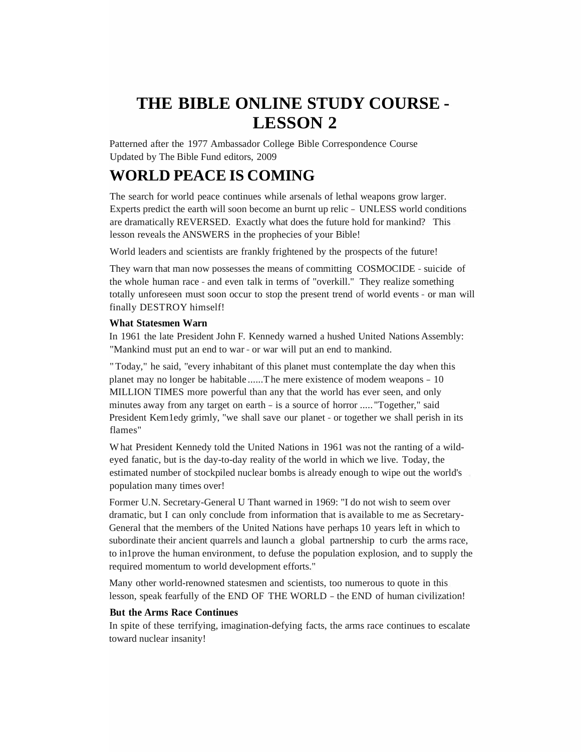# THE BIBLE ONLINE STUDY COURSE - LESSON 2

Patterned after the 1977 Ambassador College Bible Correspondence Course
Updated by The Bible Fund editors, 2009

## WORLD PEACE IS COMING

The search for world peace continues while arsenals of lethal weapons grow larger. Experts predict the earth will soon become an burnt up relic – UNLESS world conditions are dramatically REVERSED. Exactly what does the future hold for mankind? This lesson reveals the ANSWERS in the prophecies of your Bible!

World leaders and scientists are frankly frightened by the prospects of the future!

They warn that man now possesses the means of committing COSMOCIDE - suicide of the whole human race - and even talk in terms of "overkill." They realize something totally unforeseen must soon occur to stop the present trend of world events - or man will finally DESTROY himself!

**What Statesmen Warn**

In 1961 the late President John F. Kennedy warned a hushed United Nations Assembly: "Mankind must put an end to war - or war will put an end to mankind.

"Today," he said, "every inhabitant of this planet must contemplate the day when this planet may no longer be habitable......The mere existence of modem weapons – 10 MILLION TIMES more powerful than any that the world has ever seen, and only minutes away from any target on earth – is a source of horror ....."Together," said President Kem1edy grimly, "we shall save our planet - or together we shall perish in its flames"

What President Kennedy told the United Nations in 1961 was not the ranting of a wild-eyed fanatic, but is the day-to-day reality of the world in which we live. Today, the estimated number of stockpiled nuclear bombs is already enough to wipe out the world's population many times over!

Former U.N. Secretary-General U Thant warned in 1969: "I do not wish to seem over dramatic, but I can only conclude from information that is available to me as Secretary-General that the members of the United Nations have perhaps 10 years left in which to subordinate their ancient quarrels and launch a global partnership to curb the arms race, to in1prove the human environment, to defuse the population explosion, and to supply the required momentum to world development efforts."

Many other world-renowned statesmen and scientists, too numerous to quote in this lesson, speak fearfully of the END OF THE WORLD – the END of human civilization!

**But the Arms Race Continues**

In spite of these terrifying, imagination-defying facts, the arms race continues to escalate toward nuclear insanity!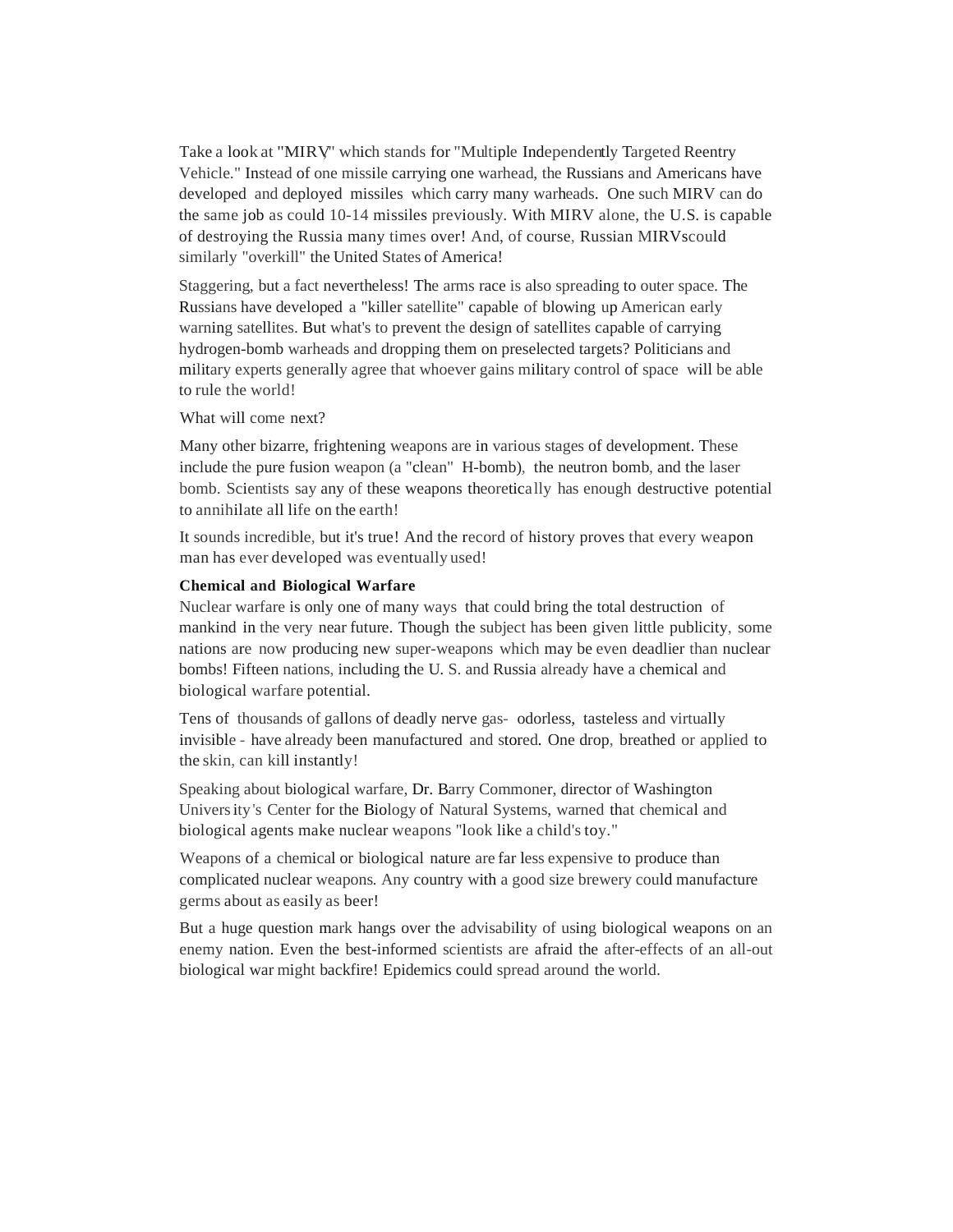Take a look at "MIRV" which stands for "Multiple Independently Targeted Reentry Vehicle." Instead of one missile carrying one warhead, the Russians and Americans have developed and deployed missiles which carry many warheads. One such MIRV can do the same job as could 10-14 missiles previously. With MIRV alone, the U.S. is capable of destroying the Russia many times over! And, of course, Russian MIRVscould similarly "overkill" the United States of America!

Staggering, but a fact nevertheless! The arms race is also spreading to outer space. The Russians have developed a "killer satellite" capable of blowing up American early warning satellites. But what's to prevent the design of satellites capable of carrying hydrogen-bomb warheads and dropping them on preselected targets? Politicians and military experts generally agree that whoever gains military control of space will be able to rule the world!

What will come next?

Many other bizarre, frightening weapons are in various stages of development. These include the pure fusion weapon (a "clean" H-bomb), the neutron bomb, and the laser bomb. Scientists say any of these weapons theoretically has enough destructive potential to annihilate all life on the earth!

It sounds incredible, but it's true! And the record of history proves that every weapon man has ever developed was eventually used!

**Chemical and Biological Warfare**

Nuclear warfare is only one of many ways that could bring the total destruction of mankind in the very near future. Though the subject has been given little publicity, some nations are now producing new super-weapons which may be even deadlier than nuclear bombs! Fifteen nations, including the U. S. and Russia already have a chemical and biological warfare potential.

Tens of thousands of gallons of deadly nerve gas- odorless, tasteless and virtually invisible - have already been manufactured and stored. One drop, breathed or applied to the skin, can kill instantly!

Speaking about biological warfare, Dr. Barry Commoner, director of Washington University's Center for the Biology of Natural Systems, warned that chemical and biological agents make nuclear weapons "look like a child's toy."

Weapons of a chemical or biological nature are far less expensive to produce than complicated nuclear weapons. Any country with a good size brewery could manufacture germs about as easily as beer!

But a huge question mark hangs over the advisability of using biological weapons on an enemy nation. Even the best-informed scientists are afraid the after-effects of an all-out biological war might backfire! Epidemics could spread around the world.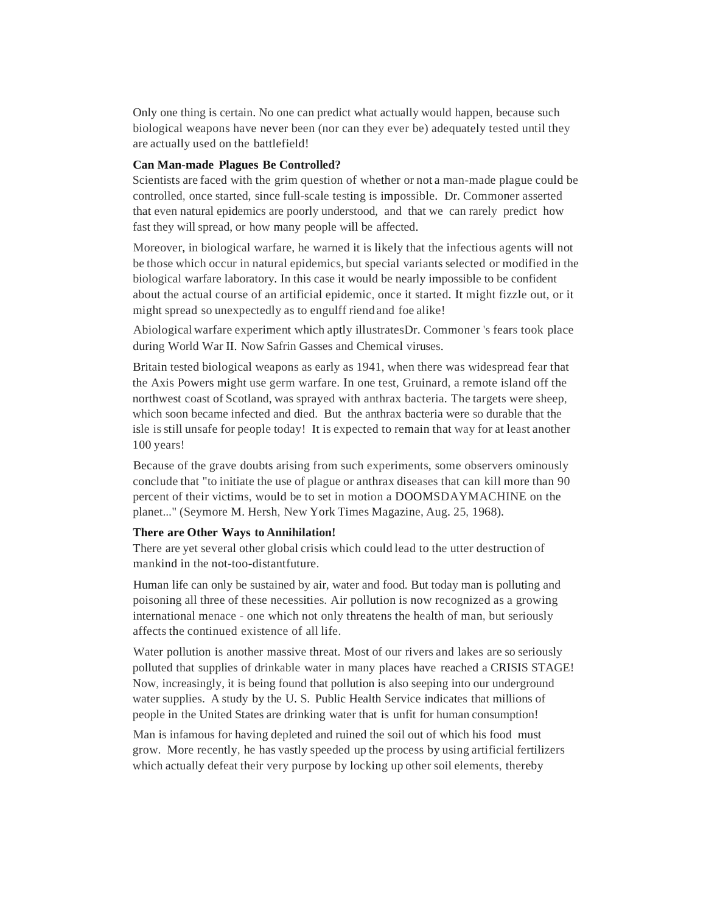Only one thing is certain. No one can predict what actually would happen, because such biological weapons have never been (nor can they ever be) adequately tested until they are actually used on the battlefield!

**Can Man-made Plagues Be Controlled?**

Scientists are faced with the grim question of whether or not a man-made plague could be controlled, once started, since full-scale testing is impossible. Dr. Commoner asserted that even natural epidemics are poorly understood, and that we can rarely predict how fast they will spread, or how many people will be affected.

Moreover, in biological warfare, he warned it is likely that the infectious agents will not be those which occur in natural epidemics, but special variants selected or modified in the biological warfare laboratory. In this case it would be nearly impossible to be confident about the actual course of an artificial epidemic, once it started. It might fizzle out, or it might spread so unexpectedly as to engulff riend and foe alike!

Abiological warfare experiment which aptly illustratesDr. Commoner 's fears took place during World War II. Now Safrin Gasses and Chemical viruses.

Britain tested biological weapons as early as 1941, when there was widespread fear that the Axis Powers might use germ warfare. In one test, Gruinard, a remote island off the northwest coast of Scotland, was sprayed with anthrax bacteria. The targets were sheep, which soon became infected and died. But the anthrax bacteria were so durable that the isle is still unsafe for people today! It is expected to remain that way for at least another 100 years!

Because of the grave doubts arising from such experiments, some observers ominously conclude that "to initiate the use of plague or anthrax diseases that can kill more than 90 percent of their victims, would be to set in motion a DOOMSDAYMACHINE on the planet..." (Seymore M. Hersh, New York Times Magazine, Aug. 25, 1968).

**There are Other Ways to Annihilation!**

There are yet several other global crisis which could lead to the utter destruction of mankind in the not-too-distantfuture.

Human life can only be sustained by air, water and food. But today man is polluting and poisoning all three of these necessities. Air pollution is now recognized as a growing international menace - one which not only threatens the health of man, but seriously affects the continued existence of all life.

Water pollution is another massive threat. Most of our rivers and lakes are so seriously polluted that supplies of drinkable water in many places have reached a CRISIS STAGE! Now, increasingly, it is being found that pollution is also seeping into our underground water supplies. A study by the U. S. Public Health Service indicates that millions of people in the United States are drinking water that is unfit for human consumption!

Man is infamous for having depleted and ruined the soil out of which his food must grow. More recently, he has vastly speeded up the process by using artificial fertilizers which actually defeat their very purpose by locking up other soil elements, thereby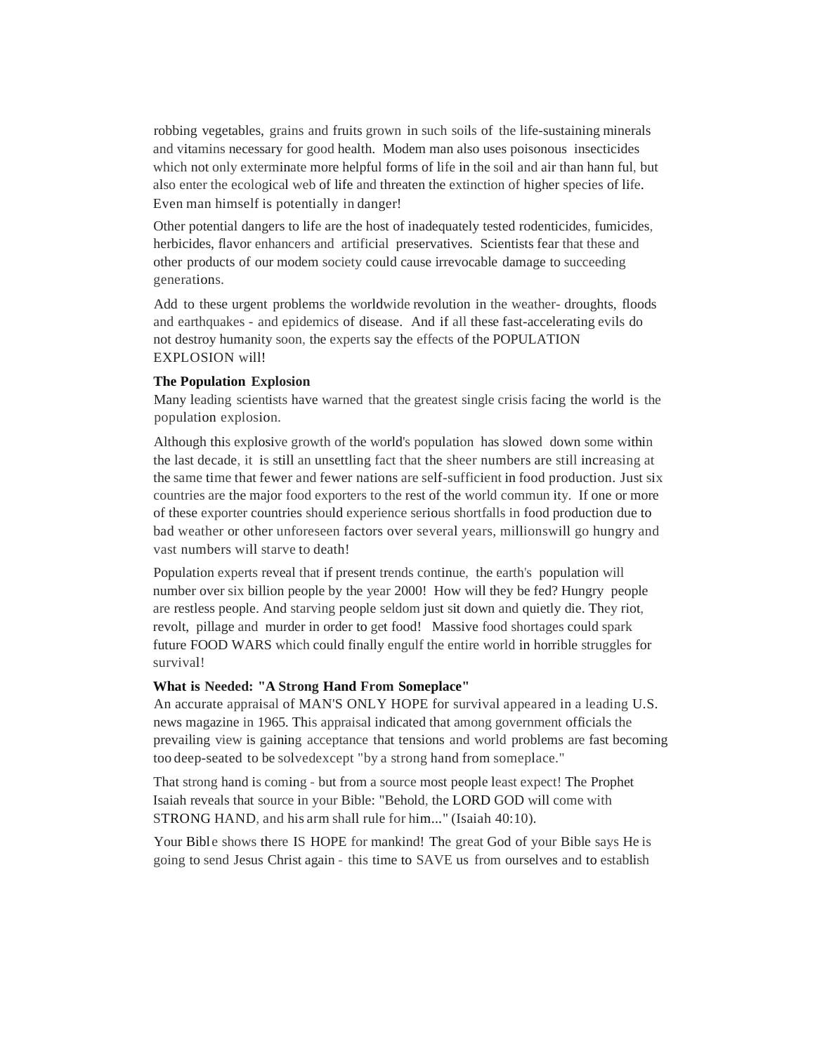robbing vegetables, grains and fruits grown in such soils of the life-sustaining minerals and vitamins necessary for good health. Modem man also uses poisonous insecticides which not only exterminate more helpful forms of life in the soil and air than hann ful, but also enter the ecological web of life and threaten the extinction of higher species of life. Even man himself is potentially in danger!

Other potential dangers to life are the host of inadequately tested rodenticides, fumicides, herbicides, flavor enhancers and artificial preservatives. Scientists fear that these and other products of our modem society could cause irrevocable damage to succeeding generations.

Add to these urgent problems the worldwide revolution in the weather- droughts, floods and earthquakes - and epidemics of disease. And if all these fast-accelerating evils do not destroy humanity soon, the experts say the effects of the POPULATION EXPLOSION will!

**The Population Explosion**

Many leading scientists have warned that the greatest single crisis facing the world is the population explosion.

Although this explosive growth of the world's population has slowed down some within the last decade, it is still an unsettling fact that the sheer numbers are still increasing at the same time that fewer and fewer nations are self-sufficient in food production. Just six countries are the major food exporters to the rest of the world commun ity. If one or more of these exporter countries should experience serious shortfalls in food production due to bad weather or other unforeseen factors over several years, millionswill go hungry and vast numbers will starve to death!

Population experts reveal that if present trends continue, the earth's population will number over six billion people by the year 2000! How will they be fed? Hungry people are restless people. And starving people seldom just sit down and quietly die. They riot, revolt, pillage and murder in order to get food! Massive food shortages could spark future FOOD WARS which could finally engulf the entire world in horrible struggles for survival!

**What is Needed: "A Strong Hand From Someplace"**

An accurate appraisal of MAN'S ONLY HOPE for survival appeared in a leading U.S. news magazine in 1965. This appraisal indicated that among government officials the prevailing view is gaining acceptance that tensions and world problems are fast becoming too deep-seated to be solvedexcept "by a strong hand from someplace."

That strong hand is coming - but from a source most people least expect! The Prophet Isaiah reveals that source in your Bible: "Behold, the LORD GOD will come with STRONG HAND, and his arm shall rule for him..." (Isaiah 40:10).

Your Bibl e shows there IS HOPE for mankind! The great God of your Bible says He is going to send Jesus Christ again - this time to SAVE us from ourselves and to establish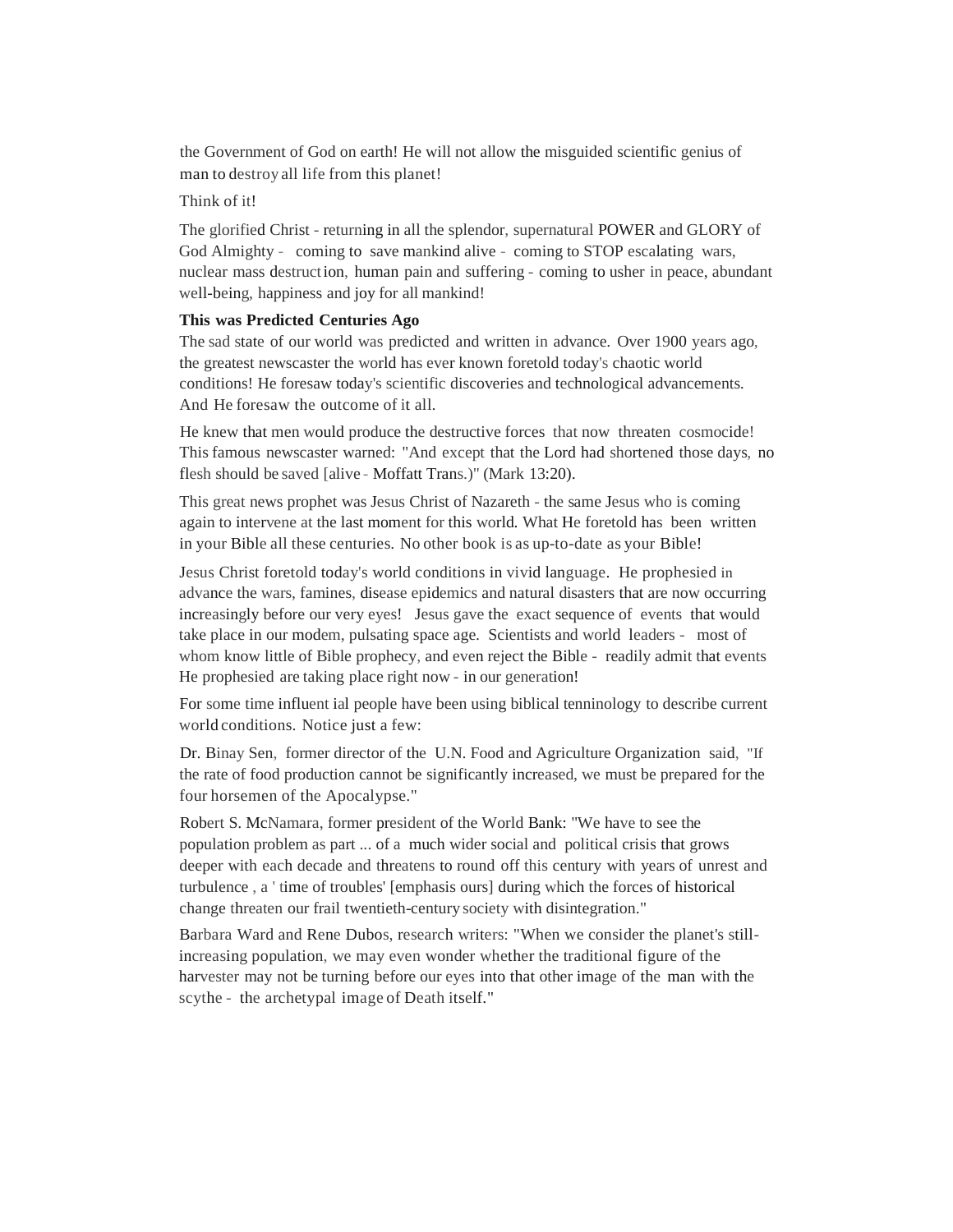the Government of God on earth! He will not allow the misguided scientific genius of man to destroy all life from this planet!

Think of it!

The glorified Christ - returning in all the splendor, supernatural POWER and GLORY of God Almighty - coming to save mankind alive - coming to STOP escalating wars, nuclear mass destruction, human pain and suffering - coming to usher in peace, abundant well-being, happiness and joy for all mankind!

**This was Predicted Centuries Ago**

The sad state of our world was predicted and written in advance. Over 1900 years ago, the greatest newscaster the world has ever known foretold today's chaotic world conditions! He foresaw today's scientific discoveries and technological advancements. And He foresaw the outcome of it all.

He knew that men would produce the destructive forces that now threaten cosmocide! This famous newscaster warned: "And except that the Lord had shortened those days, no flesh should be saved [alive - Moffatt Trans.)" (Mark 13:20).

This great news prophet was Jesus Christ of Nazareth - the same Jesus who is coming again to intervene at the last moment for this world. What He foretold has been written in your Bible all these centuries. No other book is as up-to-date as your Bible!

Jesus Christ foretold today's world conditions in vivid language. He prophesied in advance the wars, famines, disease epidemics and natural disasters that are now occurring increasingly before our very eyes! Jesus gave the exact sequence of events that would take place in our modem, pulsating space age. Scientists and world leaders - most of whom know little of Bible prophecy, and even reject the Bible - readily admit that events He prophesied are taking place right now - in our generation!

For some time influent ial people have been using biblical tenninology to describe current world conditions. Notice just a few:

Dr. Binay Sen, former director of the U.N. Food and Agriculture Organization said, "If the rate of food production cannot be significantly increased, we must be prepared for the four horsemen of the Apocalypse."

Robert S. McNamara, former president of the World Bank: "We have to see the population problem as part ... of a much wider social and political crisis that grows deeper with each decade and threatens to round off this century with years of unrest and turbulence , a ' time of troubles' [emphasis ours] during which the forces of historical change threaten our frail twentieth-century society with disintegration."

Barbara Ward and Rene Dubos, research writers: "When we consider the planet's still-increasing population, we may even wonder whether the traditional figure of the harvester may not be turning before our eyes into that other image of the man with the scythe - the archetypal image of Death itself."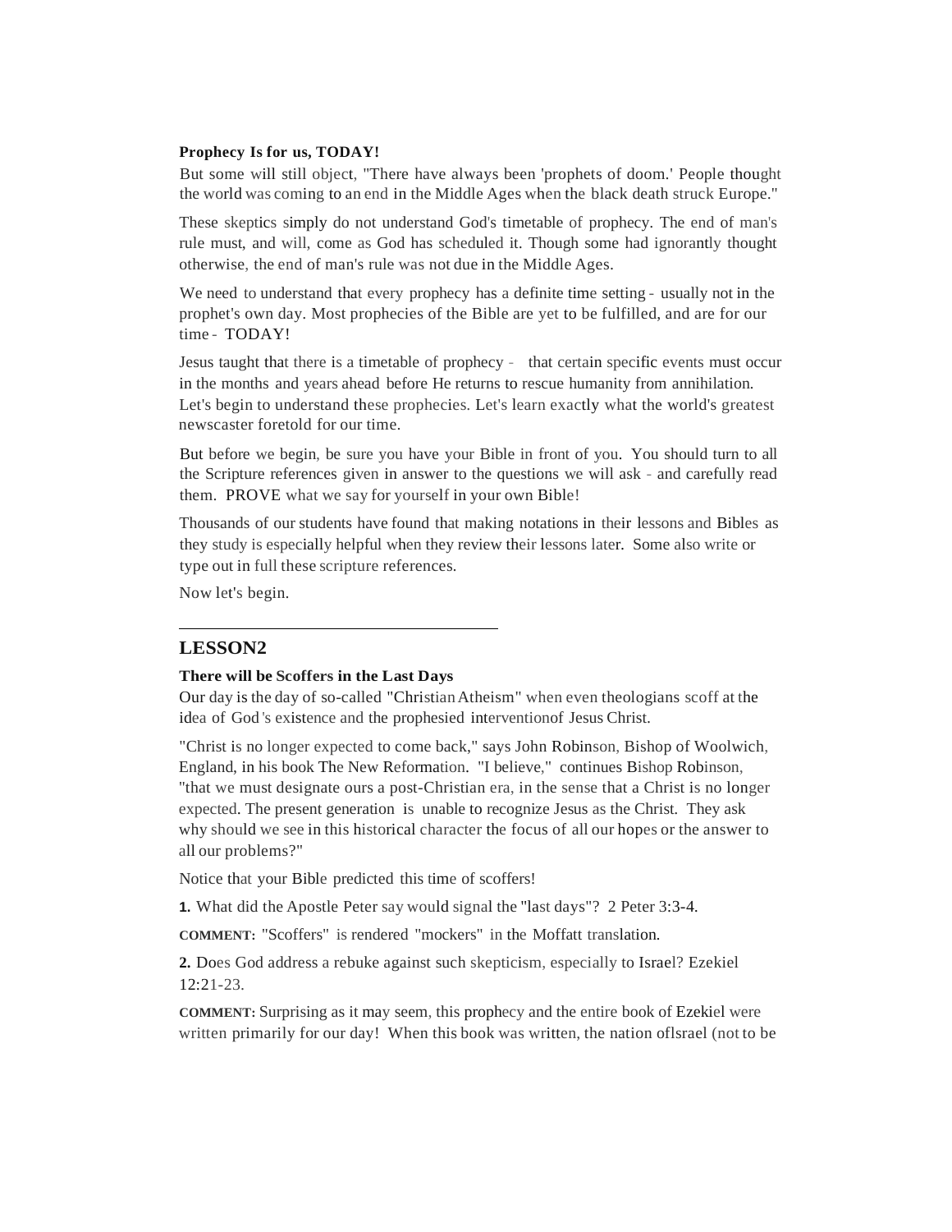**Prophecy Is for us, TODAY!**

But some will still object, "There have always been 'prophets of doom.' People thought the world was coming to an end in the Middle Ages when the black death struck Europe."

These skeptics simply do not understand God's timetable of prophecy. The end of man's rule must, and will, come as God has scheduled it. Though some had ignorantly thought otherwise, the end of man's rule was not due in the Middle Ages.

We need to understand that every prophecy has a definite time setting - usually not in the prophet's own day. Most prophecies of the Bible are yet to be fulfilled, and are for our time - TODAY!

Jesus taught that there is a timetable of prophecy - that certain specific events must occur in the months and years ahead before He returns to rescue humanity from annihilation. Let's begin to understand these prophecies. Let's learn exactly what the world's greatest newscaster foretold for our time.

But before we begin, be sure you have your Bible in front of you. You should turn to all the Scripture references given in answer to the questions we will ask - and carefully read them. PROVE what we say for yourself in your own Bible!

Thousands of our students have found that making notations in their lessons and Bibles as they study is especially helpful when they review their lessons later. Some also write or type out in full these scripture references.

Now let's begin.

---

## LESSON2

**There will be Scoffers in the Last Days**

Our day is the day of so-called "Christian Atheism" when even theologians scoff at the idea of God's existence and the prophesied interventionof Jesus Christ.

"Christ is no longer expected to come back," says John Robinson, Bishop of Woolwich, England, in his book The New Reformation. "I believe," continues Bishop Robinson, "that we must designate ours a post-Christian era, in the sense that a Christ is no longer expected. The present generation is unable to recognize Jesus as the Christ. They ask why should we see in this historical character the focus of all our hopes or the answer to all our problems?"

Notice that your Bible predicted this time of scoffers!

**1.** What did the Apostle Peter say would signal the "last days"? 2 Peter 3:3-4.

**COMMENT:** "Scoffers" is rendered "mockers" in the Moffatt translation.

**2.** Does God address a rebuke against such skepticism, especially to Israel? Ezekiel 12:21-23.

**COMMENT:** Surprising as it may seem, this prophecy and the entire book of Ezekiel were written primarily for our day! When this book was written, the nation oflsrael (not to be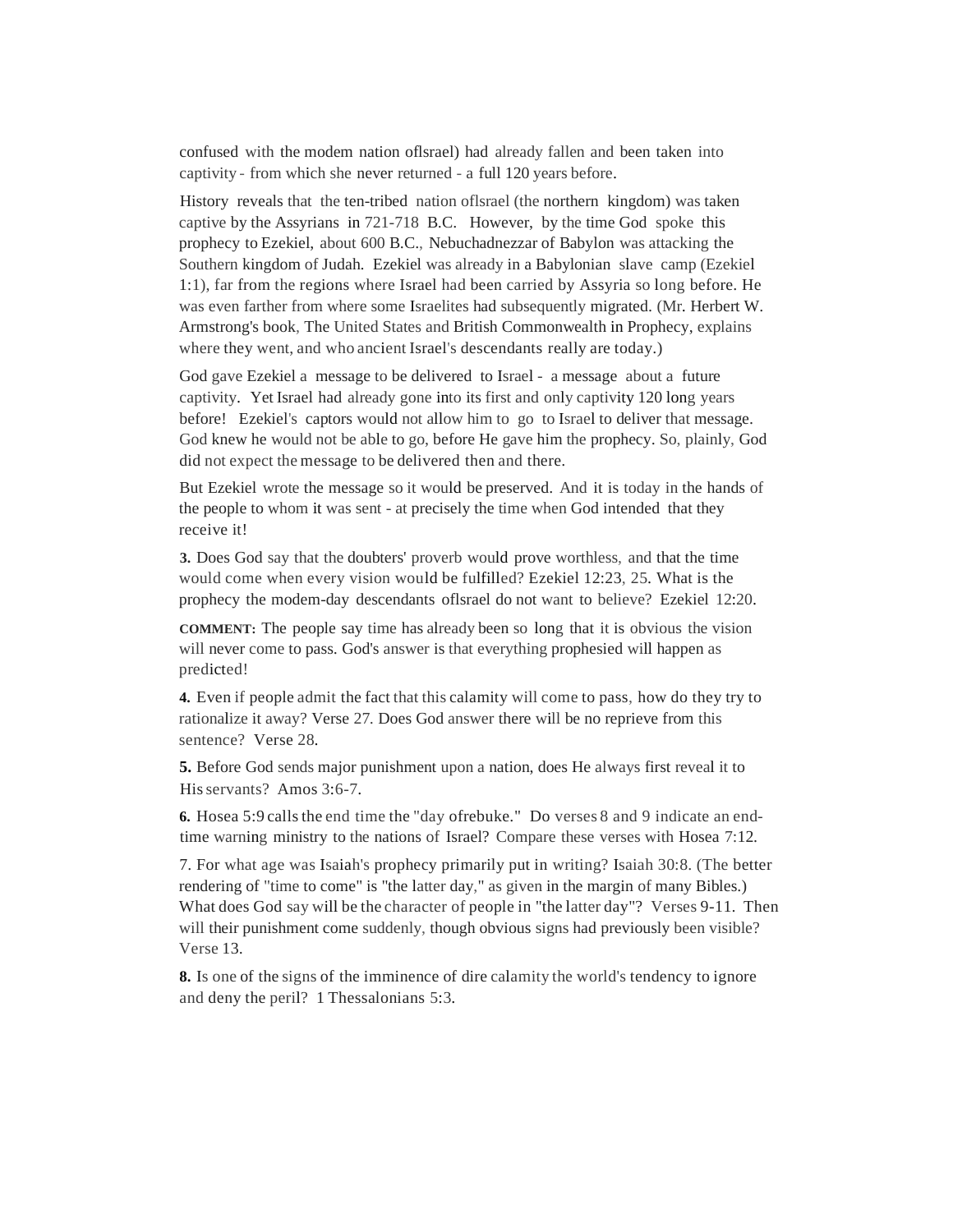confused with the modem nation oflsrael) had already fallen and been taken into captivity - from which she never returned - a full 120 years before.

History reveals that the ten-tribed nation oflsrael (the northern kingdom) was taken captive by the Assyrians in 721-718 B.C. However, by the time God spoke this prophecy to Ezekiel, about 600 B.C., Nebuchadnezzar of Babylon was attacking the Southern kingdom of Judah. Ezekiel was already in a Babylonian slave camp (Ezekiel 1:1), far from the regions where Israel had been carried by Assyria so long before. He was even farther from where some Israelites had subsequently migrated. (Mr. Herbert W. Armstrong's book, The United States and British Commonwealth in Prophecy, explains where they went, and who ancient Israel's descendants really are today.)

God gave Ezekiel a message to be delivered to Israel - a message about a future captivity. Yet Israel had already gone into its first and only captivity 120 long years before! Ezekiel's captors would not allow him to go to Israel to deliver that message. God knew he would not be able to go, before He gave him the prophecy. So, plainly, God did not expect the message to be delivered then and there.

But Ezekiel wrote the message so it would be preserved. And it is today in the hands of the people to whom it was sent - at precisely the time when God intended that they receive it!

**3.** Does God say that the doubters' proverb would prove worthless, and that the time would come when every vision would be fulfilled? Ezekiel 12:23, 25. What is the prophecy the modem-day descendants oflsrael do not want to believe? Ezekiel 12:20.

**COMMENT:** The people say time has already been so long that it is obvious the vision will never come to pass. God's answer is that everything prophesied will happen as predicted!

**4.** Even if people admit the fact that this calamity will come to pass, how do they try to rationalize it away? Verse 27. Does God answer there will be no reprieve from this sentence? Verse 28.

**5.** Before God sends major punishment upon a nation, does He always first reveal it to His servants? Amos 3:6-7.

**6.** Hosea 5:9 calls the end time the "day ofrebuke." Do verses 8 and 9 indicate an end-time warning ministry to the nations of Israel? Compare these verses with Hosea 7:12.

7. For what age was Isaiah's prophecy primarily put in writing? Isaiah 30:8. (The better rendering of "time to come" is "the latter day," as given in the margin of many Bibles.) What does God say will be the character of people in "the latter day"? Verses 9-11. Then will their punishment come suddenly, though obvious signs had previously been visible? Verse 13.

**8.** Is one of the signs of the imminence of dire calamity the world's tendency to ignore and deny the peril? 1 Thessalonians 5:3.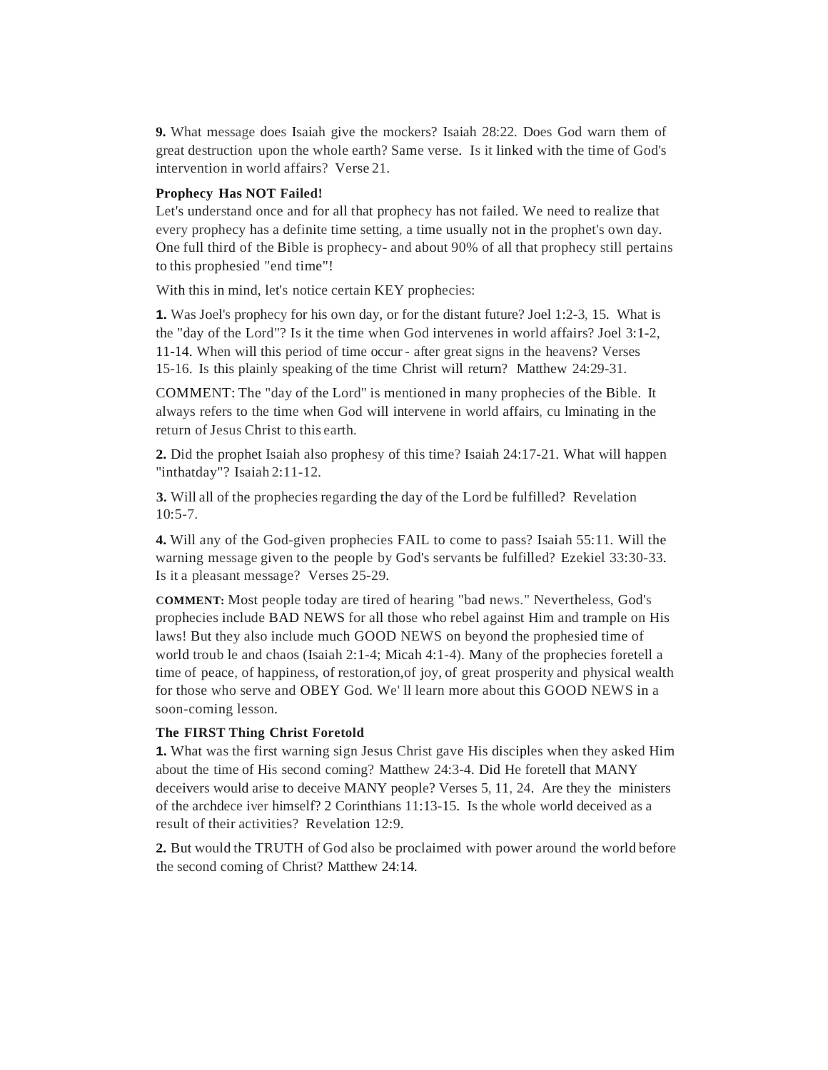**9.** What message does Isaiah give the mockers? Isaiah 28:22. Does God warn them of great destruction upon the whole earth? Same verse. Is it linked with the time of God's intervention in world affairs? Verse 21.

**Prophecy Has NOT Failed!**

Let's understand once and for all that prophecy has not failed. We need to realize that every prophecy has a definite time setting, a time usually not in the prophet's own day. One full third of the Bible is prophecy- and about 90% of all that prophecy still pertains to this prophesied "end time"!

With this in mind, let's notice certain KEY prophecies:

**1.** Was Joel's prophecy for his own day, or for the distant future? Joel 1:2-3, 15. What is the "day of the Lord"? Is it the time when God intervenes in world affairs? Joel 3:1-2, 11-14. When will this period of time occur - after great signs in the heavens? Verses 15-16. Is this plainly speaking of the time Christ will return? Matthew 24:29-31.

COMMENT: The "day of the Lord" is mentioned in many prophecies of the Bible. It always refers to the time when God will intervene in world affairs, cu lminating in the return of Jesus Christ to this earth.

**2.** Did the prophet Isaiah also prophesy of this time? Isaiah 24:17-21. What will happen "inthatday"? Isaiah 2:11-12.

**3.** Will all of the prophecies regarding the day of the Lord be fulfilled? Revelation 10:5-7.

**4.** Will any of the God-given prophecies FAIL to come to pass? Isaiah 55:11. Will the warning message given to the people by God's servants be fulfilled? Ezekiel 33:30-33. Is it a pleasant message? Verses 25-29.

**COMMENT:** Most people today are tired of hearing "bad news." Nevertheless, God's prophecies include BAD NEWS for all those who rebel against Him and trample on His laws! But they also include much GOOD NEWS on beyond the prophesied time of world troub le and chaos (Isaiah 2:1-4; Micah 4:1-4). Many of the prophecies foretell a time of peace, of happiness, of restoration,of joy, of great prosperity and physical wealth for those who serve and OBEY God. We' ll learn more about this GOOD NEWS in a soon-coming lesson.

**The FIRST Thing Christ Foretold**

**1.** What was the first warning sign Jesus Christ gave His disciples when they asked Him about the time of His second coming? Matthew 24:3-4. Did He foretell that MANY deceivers would arise to deceive MANY people? Verses 5, 11, 24. Are they the ministers of the archdece iver himself? 2 Corinthians 11:13-15. Is the whole world deceived as a result of their activities? Revelation 12:9.

**2.** But would the TRUTH of God also be proclaimed with power around the world before the second coming of Christ? Matthew 24:14.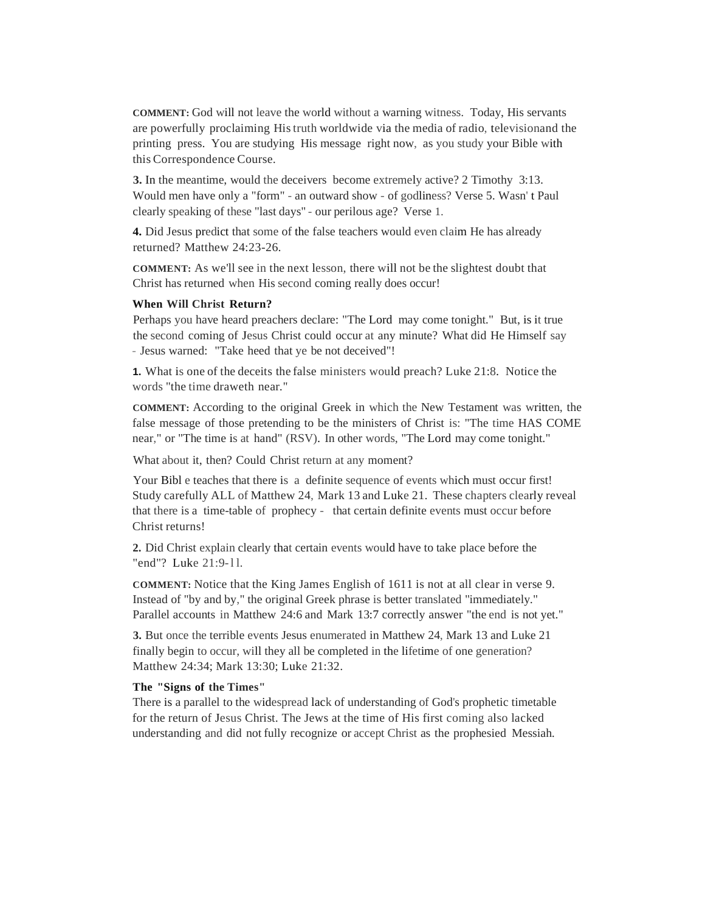**COMMENT:** God will not leave the world without a warning witness. Today, His servants are powerfully proclaiming His truth worldwide via the media of radio, televisionand the printing press. You are studying His message right now, as you study your Bible with this Correspondence Course.

**3.** In the meantime, would the deceivers become extremely active? 2 Timothy 3:13. Would men have only a "form" - an outward show - of godliness? Verse 5. Wasn' t Paul clearly speaking of these "last days" - our perilous age? Verse 1.

**4.** Did Jesus predict that some of the false teachers would even claim He has already returned? Matthew 24:23-26.

**COMMENT:** As we'll see in the next lesson, there will not be the slightest doubt that Christ has returned when His second coming really does occur!

**When Will Christ Return?**

Perhaps you have heard preachers declare: "The Lord may come tonight." But, is it true the second coming of Jesus Christ could occur at any minute? What did He Himself say - Jesus warned: "Take heed that ye be not deceived"!

**1.** What is one of the deceits the false ministers would preach? Luke 21:8. Notice the words "the time draweth near."

**COMMENT:** According to the original Greek in which the New Testament was written, the false message of those pretending to be the ministers of Christ is: "The time HAS COME near," or "The time is at hand" (RSV). In other words, "The Lord may come tonight."

What about it, then? Could Christ return at any moment?

Your Bibl e teaches that there is a definite sequence of events which must occur first! Study carefully ALL of Matthew 24, Mark 13 and Luke 21. These chapters clearly reveal that there is a time-table of prophecy - that certain definite events must occur before Christ returns!

**2.** Did Christ explain clearly that certain events would have to take place before the "end"? Luke 21:9-11.

**COMMENT:** Notice that the King James English of 1611 is not at all clear in verse 9. Instead of "by and by," the original Greek phrase is better translated "immediately." Parallel accounts in Matthew 24:6 and Mark 13:7 correctly answer "the end is not yet."

**3.** But once the terrible events Jesus enumerated in Matthew 24, Mark 13 and Luke 21 finally begin to occur, will they all be completed in the lifetime of one generation? Matthew 24:34; Mark 13:30; Luke 21:32.

**The "Signs of the Times"**

There is a parallel to the widespread lack of understanding of God's prophetic timetable for the return of Jesus Christ. The Jews at the time of His first coming also lacked understanding and did not fully recognize or accept Christ as the prophesied Messiah.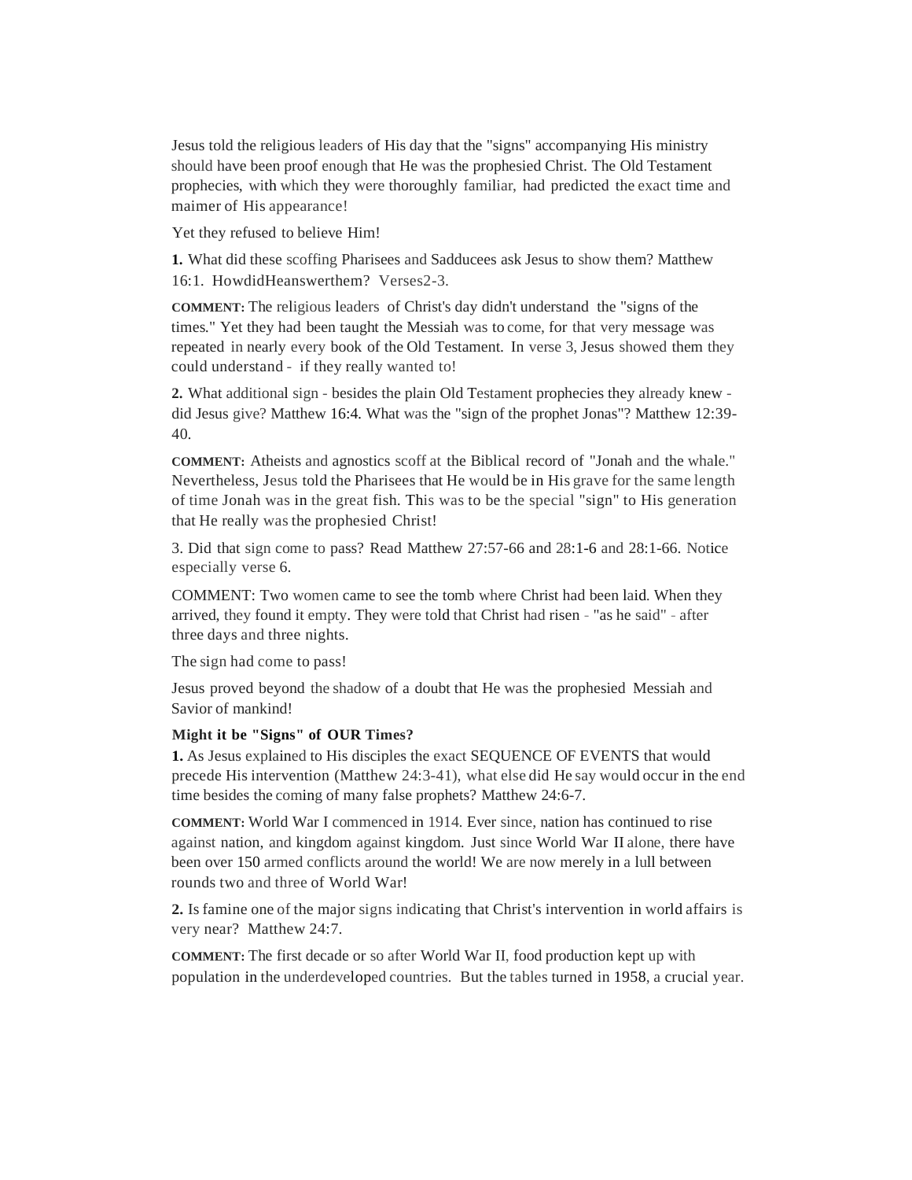Jesus told the religious leaders of His day that the "signs" accompanying His ministry should have been proof enough that He was the prophesied Christ. The Old Testament prophecies, with which they were thoroughly familiar, had predicted the exact time and maimer of His appearance!

Yet they refused to believe Him!

**1.** What did these scoffing Pharisees and Sadducees ask Jesus to show them? Matthew 16:1. HowdidHeanswerthem? Verses2-3.

**COMMENT:** The religious leaders of Christ's day didn't understand the "signs of the times." Yet they had been taught the Messiah was to come, for that very message was repeated in nearly every book of the Old Testament. In verse 3, Jesus showed them they could understand - if they really wanted to!

**2.** What additional sign - besides the plain Old Testament prophecies they already knew - did Jesus give? Matthew 16:4. What was the "sign of the prophet Jonas"? Matthew 12:39-40.

**COMMENT:** Atheists and agnostics scoff at the Biblical record of "Jonah and the whale." Nevertheless, Jesus told the Pharisees that He would be in His grave for the same length of time Jonah was in the great fish. This was to be the special "sign" to His generation that He really was the prophesied Christ!

3. Did that sign come to pass? Read Matthew 27:57-66 and 28:1-6 and 28:1-66. Notice especially verse 6.

COMMENT: Two women came to see the tomb where Christ had been laid. When they arrived, they found it empty. They were told that Christ had risen - "as he said" - after three days and three nights.

The sign had come to pass!

Jesus proved beyond the shadow of a doubt that He was the prophesied Messiah and Savior of mankind!

**Might it be "Signs" of OUR Times?**

**1.** As Jesus explained to His disciples the exact SEQUENCE OF EVENTS that would precede His intervention (Matthew 24:3-41), what else did He say would occur in the end time besides the coming of many false prophets? Matthew 24:6-7.

**COMMENT:** World War I commenced in 1914. Ever since, nation has continued to rise against nation, and kingdom against kingdom. Just since World War II alone, there have been over 150 armed conflicts around the world! We are now merely in a lull between rounds two and three of World War!

**2.** Is famine one of the major signs indicating that Christ's intervention in world affairs is very near? Matthew 24:7.

**COMMENT:** The first decade or so after World War II, food production kept up with population in the underdeveloped countries. But the tables turned in 1958, a crucial year.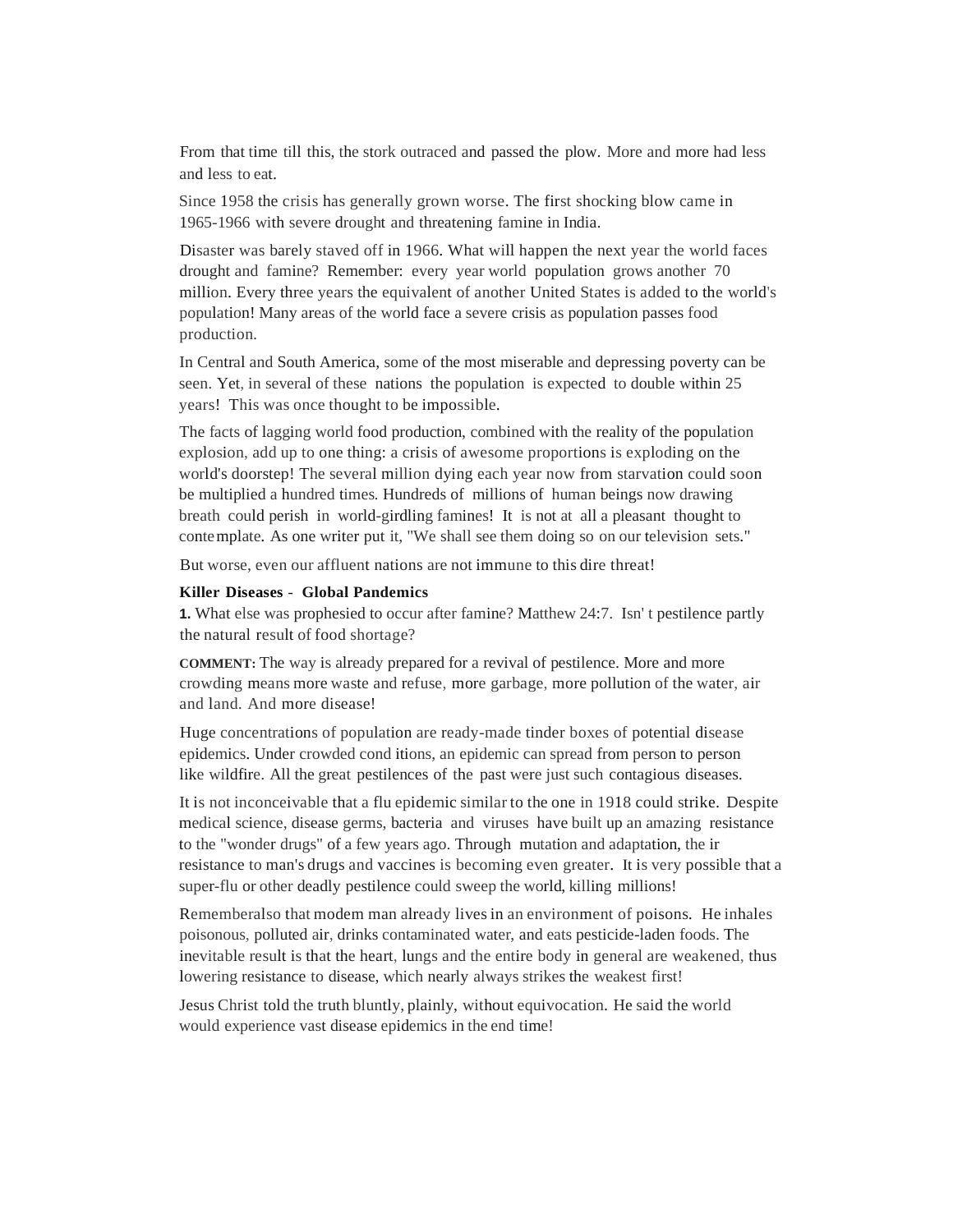From that time till this, the stork outraced and passed the plow. More and more had less and less to eat.

Since 1958 the crisis has generally grown worse. The first shocking blow came in 1965-1966 with severe drought and threatening famine in India.

Disaster was barely staved off in 1966. What will happen the next year the world faces drought and famine? Remember: every year world population grows another 70 million. Every three years the equivalent of another United States is added to the world's population! Many areas of the world face a severe crisis as population passes food production.

In Central and South America, some of the most miserable and depressing poverty can be seen. Yet, in several of these nations the population is expected to double within 25 years! This was once thought to be impossible.

The facts of lagging world food production, combined with the reality of the population explosion, add up to one thing: a crisis of awesome proportions is exploding on the world's doorstep! The several million dying each year now from starvation could soon be multiplied a hundred times. Hundreds of millions of human beings now drawing breath could perish in world-girdling famines! It is not at all a pleasant thought to contemplate. As one writer put it, "We shall see them doing so on our television sets."

But worse, even our affluent nations are not immune to this dire threat!

**Killer Diseases - Global Pandemics**

**1.** What else was prophesied to occur after famine? Matthew 24:7. Isn' t pestilence partly the natural result of food shortage?

**COMMENT:** The way is already prepared for a revival of pestilence. More and more crowding means more waste and refuse, more garbage, more pollution of the water, air and land. And more disease!

Huge concentrations of population are ready-made tinder boxes of potential disease epidemics. Under crowded cond itions, an epidemic can spread from person to person like wildfire. All the great pestilences of the past were just such contagious diseases.

It is not inconceivable that a flu epidemic similar to the one in 1918 could strike. Despite medical science, disease germs, bacteria and viruses have built up an amazing resistance to the "wonder drugs" of a few years ago. Through mutation and adaptation, the ir resistance to man's drugs and vaccines is becoming even greater. It is very possible that a super-flu or other deadly pestilence could sweep the world, killing millions!

Rememberalso that modem man already lives in an environment of poisons. He inhales poisonous, polluted air, drinks contaminated water, and eats pesticide-laden foods. The inevitable result is that the heart, lungs and the entire body in general are weakened, thus lowering resistance to disease, which nearly always strikes the weakest first!

Jesus Christ told the truth bluntly, plainly, without equivocation. He said the world would experience vast disease epidemics in the end time!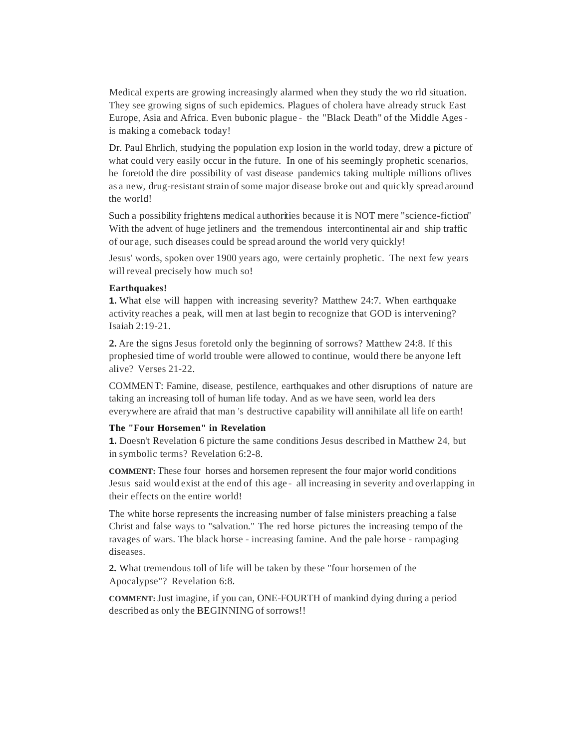Medical experts are growing increasingly alarmed when they study the world situation. They see growing signs of such epidemics. Plagues of cholera have already struck East Europe, Asia and Africa. Even bubonic plague - the "Black Death" of the Middle Ages - is making a comeback today!

Dr. Paul Ehrlich, studying the population explosion in the world today, drew a picture of what could very easily occur in the future. In one of his seemingly prophetic scenarios, he foretold the dire possibility of vast disease pandemics taking multiple millions oflives as a new, drug-resistant strain of some major disease broke out and quickly spread around the world!

Such a possibility frightens medical authorities because it is NOT mere "science-fiction" With the advent of huge jetliners and the tremendous intercontinental air and ship traffic of our age, such diseases could be spread around the world very quickly!

Jesus' words, spoken over 1900 years ago, were certainly prophetic. The next few years will reveal precisely how much so!

**Earthquakes!**

**1.** What else will happen with increasing severity? Matthew 24:7. When earthquake activity reaches a peak, will men at last begin to recognize that GOD is intervening? Isaiah 2:19-21.

**2.** Are the signs Jesus foretold only the beginning of sorrows? Matthew 24:8. If this prophesied time of world trouble were allowed to continue, would there be anyone left alive? Verses 21-22.

COMMENT: Famine, disease, pestilence, earthquakes and other disruptions of nature are taking an increasing toll of human life today. And as we have seen, world leaders everywhere are afraid that man 's destructive capability will annihilate all life on earth!

**The "Four Horsemen" in Revelation**

**1.** Doesn't Revelation 6 picture the same conditions Jesus described in Matthew 24, but in symbolic terms? Revelation 6:2-8.

**COMMENT:** These four horses and horsemen represent the four major world conditions Jesus said would exist at the end of this age - all increasing in severity and overlapping in their effects on the entire world!

The white horse represents the increasing number of false ministers preaching a false Christ and false ways to "salvation." The red horse pictures the increasing tempo of the ravages of wars. The black horse - increasing famine. And the pale horse - rampaging diseases.

**2.** What tremendous toll of life will be taken by these "four horsemen of the Apocalypse"? Revelation 6:8.

**COMMENT:** Just imagine, if you can, ONE-FOURTH of mankind dying during a period described as only the BEGINNING of sorrows!!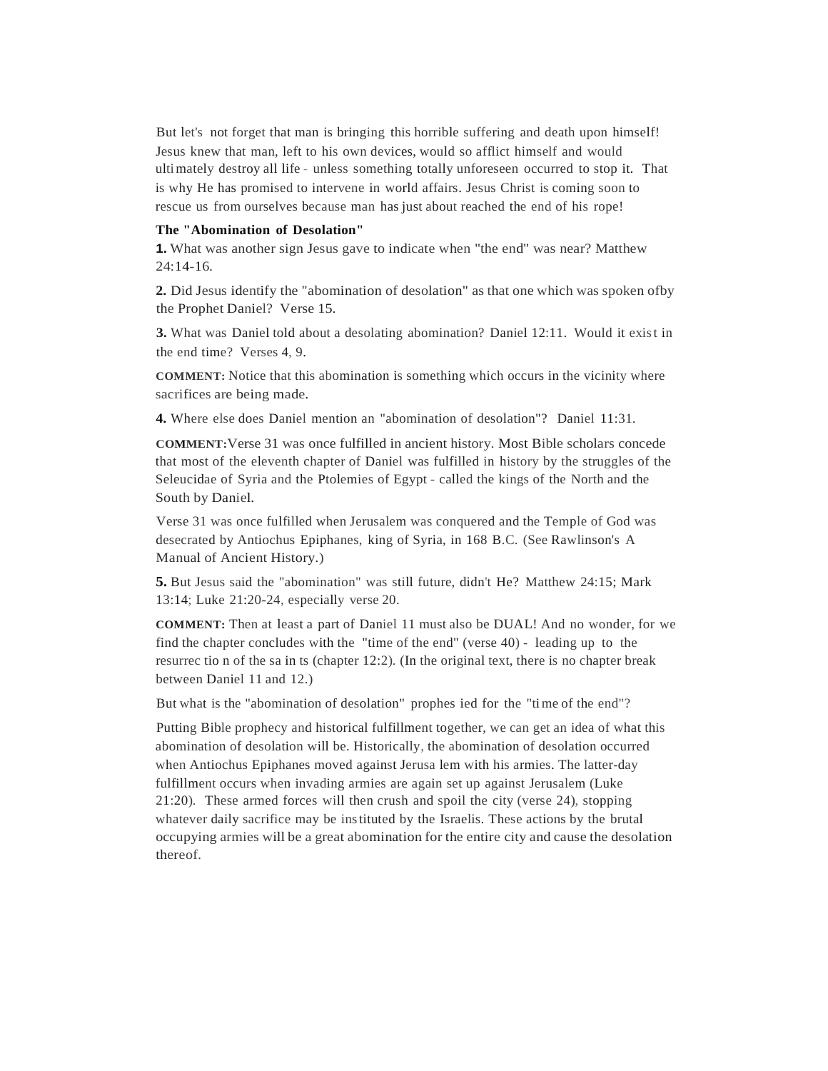But let's not forget that man is bringing this horrible suffering and death upon himself! Jesus knew that man, left to his own devices, would so afflict himself and would ultimately destroy all life - unless something totally unforeseen occurred to stop it. That is why He has promised to intervene in world affairs. Jesus Christ is coming soon to rescue us from ourselves because man has just about reached the end of his rope!

**The "Abomination of Desolation"**

**1.** What was another sign Jesus gave to indicate when "the end" was near? Matthew 24:14-16.

**2.** Did Jesus identify the "abomination of desolation" as that one which was spoken ofby the Prophet Daniel? Verse 15.

**3.** What was Daniel told about a desolating abomination? Daniel 12:11. Would it exist in the end time? Verses 4, 9.

**COMMENT:** Notice that this abomination is something which occurs in the vicinity where sacrifices are being made.

**4.** Where else does Daniel mention an "abomination of desolation"? Daniel 11:31.

**COMMENT:**Verse 31 was once fulfilled in ancient history. Most Bible scholars concede that most of the eleventh chapter of Daniel was fulfilled in history by the struggles of the Seleucidae of Syria and the Ptolemies of Egypt - called the kings of the North and the South by Daniel.

Verse 31 was once fulfilled when Jerusalem was conquered and the Temple of God was desecrated by Antiochus Epiphanes, king of Syria, in 168 B.C. (See Rawlinson's A Manual of Ancient History.)

**5.** But Jesus said the "abomination" was still future, didn't He? Matthew 24:15; Mark 13:14; Luke 21:20-24, especially verse 20.

**COMMENT:** Then at least a part of Daniel 11 must also be DUAL! And no wonder, for we find the chapter concludes with the "time of the end" (verse 40) - leading up to the resurrection of the saints (chapter 12:2). (In the original text, there is no chapter break between Daniel 11 and 12.)

But what is the "abomination of desolation" prophesied for the "time of the end"?

Putting Bible prophecy and historical fulfillment together, we can get an idea of what this abomination of desolation will be. Historically, the abomination of desolation occurred when Antiochus Epiphanes moved against Jerusalem with his armies. The latter-day fulfillment occurs when invading armies are again set up against Jerusalem (Luke 21:20). These armed forces will then crush and spoil the city (verse 24), stopping whatever daily sacrifice may be instituted by the Israelis. These actions by the brutal occupying armies will be a great abomination for the entire city and cause the desolation thereof.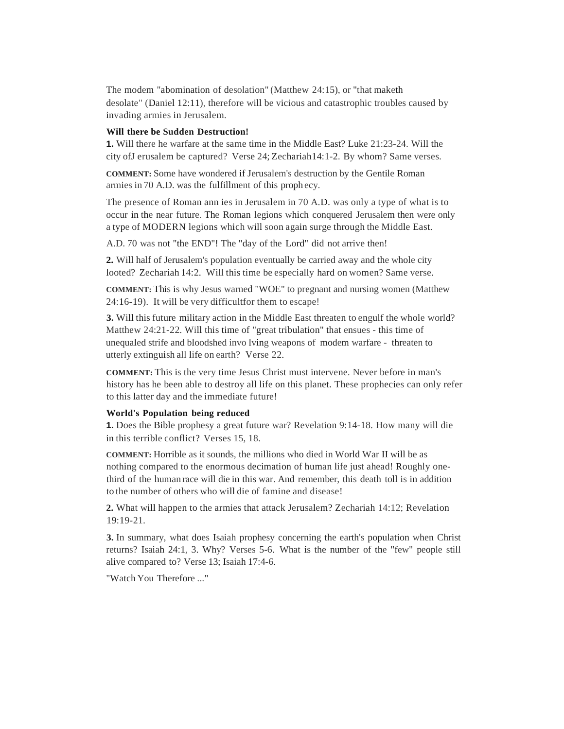The modem "abomination of desolation" (Matthew 24:15), or "that maketh desolate" (Daniel 12:11), therefore will be vicious and catastrophic troubles caused by invading armies in Jerusalem.

**Will there be Sudden Destruction!**

**1.** Will there he warfare at the same time in the Middle East? Luke 21:23-24. Will the city ofJ erusalem be captured? Verse 24; Zechariah14:1-2. By whom? Same verses.

**COMMENT:** Some have wondered if Jerusalem's destruction by the Gentile Roman armies in 70 A.D. was the fulfillment of this proph ecy.

The presence of Roman ann ies in Jerusalem in 70 A.D. was only a type of what is to occur in the near future. The Roman legions which conquered Jerusalem then were only a type of MODERN legions which will soon again surge through the Middle East.

A.D. 70 was not "the END"! The "day of the Lord" did not arrive then!

**2.** Will half of Jerusalem's population eventually be carried away and the whole city looted? Zechariah 14:2. Will this time be especially hard on women? Same verse.

**COMMENT:** This is why Jesus warned "WOE" to pregnant and nursing women (Matthew 24:16-19). It will be very difficultfor them to escape!

**3.** Will this future military action in the Middle East threaten to engulf the whole world? Matthew 24:21-22. Will this time of "great tribulation" that ensues - this time of unequaled strife and bloodshed invo lving weapons of modem warfare - threaten to utterly extinguish all life on earth? Verse 22.

**COMMENT:** This is the very time Jesus Christ must intervene. Never before in man's history has he been able to destroy all life on this planet. These prophecies can only refer to this latter day and the immediate future!

**World's Population being reduced**

**1.** Does the Bible prophesy a great future war? Revelation 9:14-18. How many will die in this terrible conflict? Verses 15, 18.

**COMMENT:** Horrible as it sounds, the millions who died in World War II will be as nothing compared to the enormous decimation of human life just ahead! Roughly one-third of the human race will die in this war. And remember, this death toll is in addition to the number of others who will die of famine and disease!

**2.** What will happen to the armies that attack Jerusalem? Zechariah 14:12; Revelation 19:19-21.

**3.** In summary, what does Isaiah prophesy concerning the earth's population when Christ returns? Isaiah 24:1, 3. Why? Verses 5-6. What is the number of the "few" people still alive compared to? Verse 13; Isaiah 17:4-6.

"Watch You Therefore ..."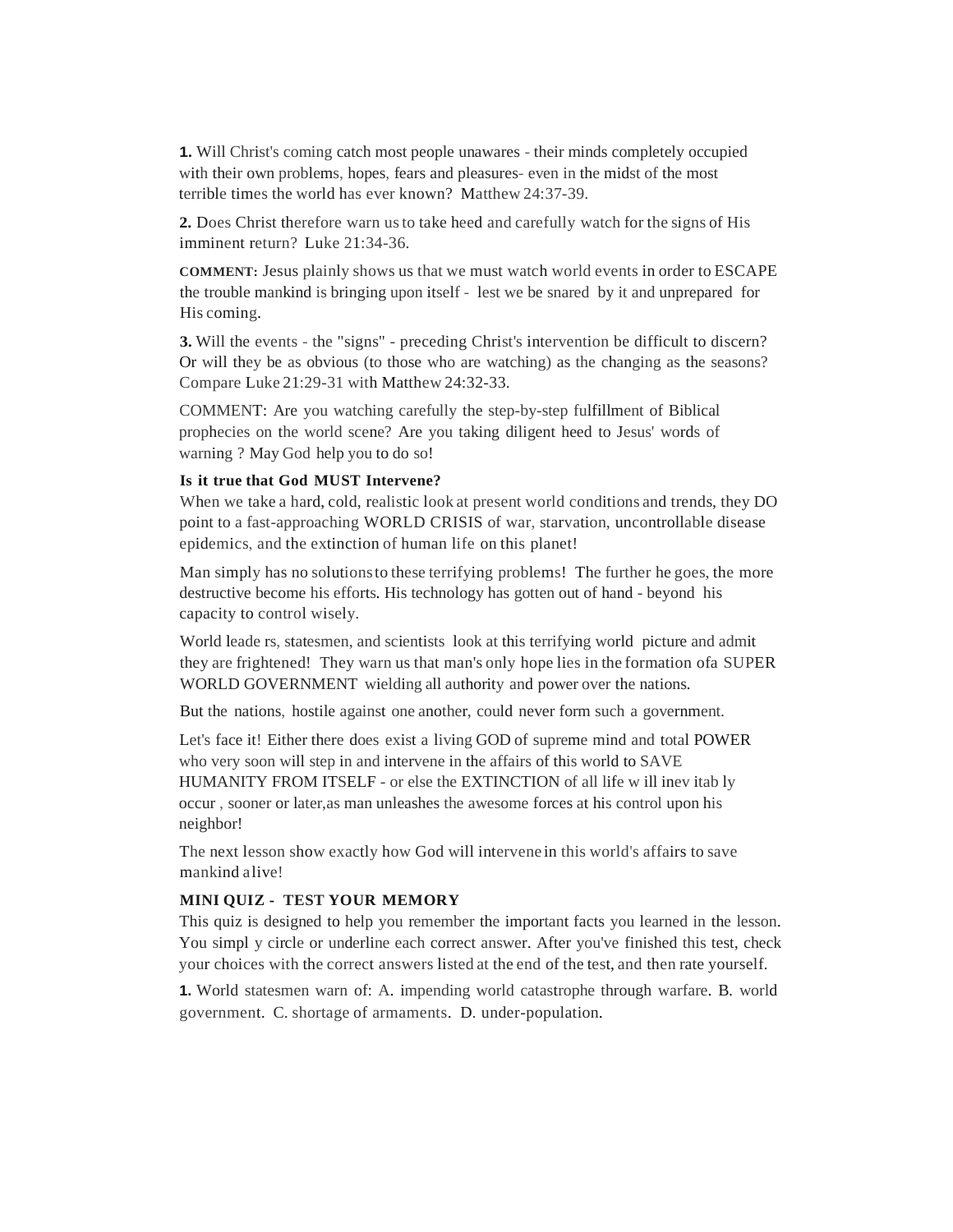**1.** Will Christ's coming catch most people unawares - their minds completely occupied with their own problems, hopes, fears and pleasures- even in the midst of the most terrible times the world has ever known? Matthew 24:37-39.

**2.** Does Christ therefore warn us to take heed and carefully watch for the signs of His imminent return? Luke 21:34-36.

**COMMENT:** Jesus plainly shows us that we must watch world events in order to ESCAPE the trouble mankind is bringing upon itself - lest we be snared by it and unprepared for His coming.

**3.** Will the events - the "signs" - preceding Christ's intervention be difficult to discern? Or will they be as obvious (to those who are watching) as the changing as the seasons? Compare Luke 21:29-31 with Matthew 24:32-33.

COMMENT: Are you watching carefully the step-by-step fulfillment of Biblical prophecies on the world scene? Are you taking diligent heed to Jesus' words of warning ? May God help you to do so!

**Is it true that God MUST Intervene?**

When we take a hard, cold, realistic look at present world conditions and trends, they DO point to a fast-approaching WORLD CRISIS of war, starvation, uncontrollable disease epidemics, and the extinction of human life on this planet!

Man simply has no solutions to these terrifying problems! The further he goes, the more destructive become his efforts. His technology has gotten out of hand - beyond his capacity to control wisely.

World leade rs, statesmen, and scientists look at this terrifying world picture and admit they are frightened! They warn us that man's only hope lies in the formation ofa SUPER WORLD GOVERNMENT wielding all authority and power over the nations.

But the nations, hostile against one another, could never form such a government.

Let's face it! Either there does exist a living GOD of supreme mind and total POWER who very soon will step in and intervene in the affairs of this world to SAVE HUMANITY FROM ITSELF - or else the EXTINCTION of all life w ill inev itab ly occur , sooner or later,as man unleashes the awesome forces at his control upon his neighbor!

The next lesson show exactly how God will intervene in this world's affairs to save mankind alive!

**MINI QUIZ - TEST YOUR MEMORY**

This quiz is designed to help you remember the important facts you learned in the lesson. You simpl y circle or underline each correct answer. After you've finished this test, check your choices with the correct answers listed at the end of the test, and then rate yourself.

**1.** World statesmen warn of: A. impending world catastrophe through warfare. B. world government. C. shortage of armaments. D. under-population.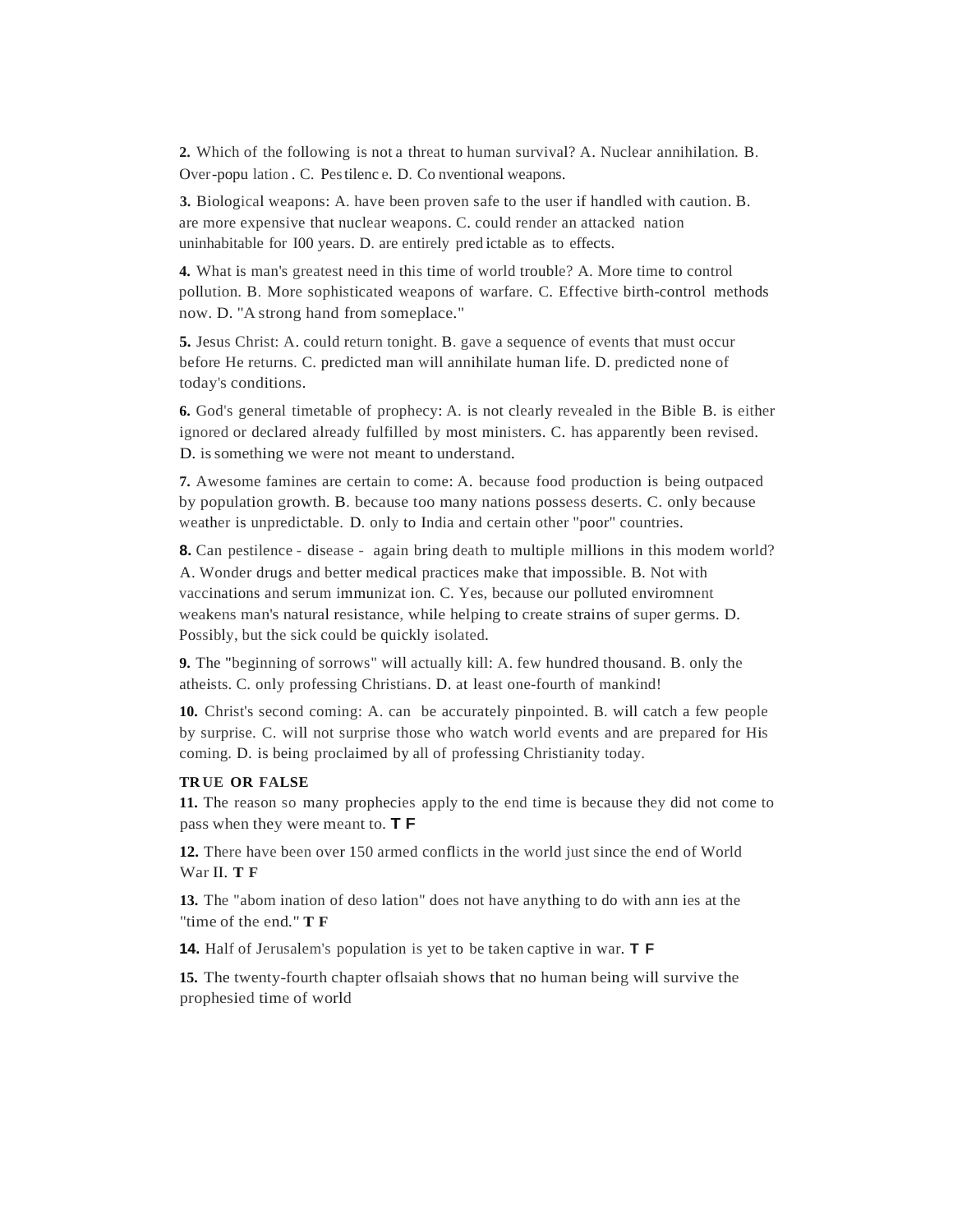**2.** Which of the following is not a threat to human survival? A. Nuclear annihilation. B. Over-population. C. Pestilence. D. Conventional weapons.

**3.** Biological weapons: A. have been proven safe to the user if handled with caution. B. are more expensive that nuclear weapons. C. could render an attacked nation uninhabitable for I00 years. D. are entirely predictable as to effects.

**4.** What is man's greatest need in this time of world trouble? A. More time to control pollution. B. More sophisticated weapons of warfare. C. Effective birth-control methods now. D. "A strong hand from someplace."

**5.** Jesus Christ: A. could return tonight. B. gave a sequence of events that must occur before He returns. C. predicted man will annihilate human life. D. predicted none of today's conditions.

**6.** God's general timetable of prophecy: A. is not clearly revealed in the Bible B. is either ignored or declared already fulfilled by most ministers. C. has apparently been revised. D. is something we were not meant to understand.

**7.** Awesome famines are certain to come: A. because food production is being outpaced by population growth. B. because too many nations possess deserts. C. only because weather is unpredictable. D. only to India and certain other "poor" countries.

**8.** Can pestilence - disease - again bring death to multiple millions in this modem world? A. Wonder drugs and better medical practices make that impossible. B. Not with vaccinations and serum immunization. C. Yes, because our polluted enviromnent weakens man's natural resistance, while helping to create strains of super germs. D. Possibly, but the sick could be quickly isolated.

**9.** The "beginning of sorrows" will actually kill: A. few hundred thousand. B. only the atheists. C. only professing Christians. D. at least one-fourth of mankind!

**10.** Christ's second coming: A. can be accurately pinpointed. B. will catch a few people by surprise. C. will not surprise those who watch world events and are prepared for His coming. D. is being proclaimed by all of professing Christianity today.

**TRUE OR FALSE**

**11.** The reason so many prophecies apply to the end time is because they did not come to pass when they were meant to. **T F**

**12.** There have been over 150 armed conflicts in the world just since the end of World War II. **T F**

**13.** The "abomination of desolation" does not have anything to do with annies at the "time of the end." **T F**

**14.** Half of Jerusalem's population is yet to be taken captive in war. **T F**

**15.** The twenty-fourth chapter oflsaiah shows that no human being will survive the prophesied time of world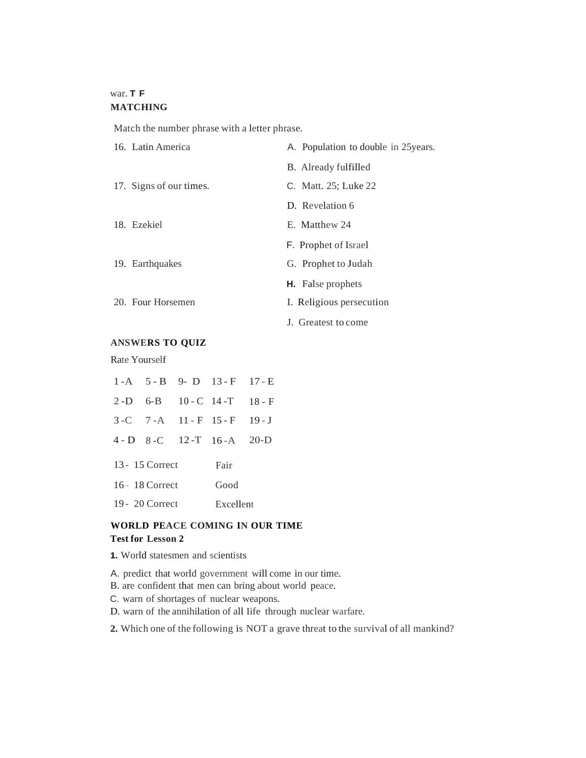war. **T F**

**MATCHING**

Match the number phrase with a letter phrase.

| | |
|---|---|
| 16. Latin America | A. Population to double in 25years. |
| | B. Already fulfilled |
| 17. Signs of our times. | C. Matt. 25; Luke 22 |
| | D. Revelation 6 |
| 18. Ezekiel | E. Matthew 24 |
| | F. Prophet of Israel |
| 19. Earthquakes | G. Prophet to Judah |
| | H. False prophets |
| 20. Four Horsemen | I. Religious persecution |
| | J. Greatest to come |

**ANSWERS TO QUIZ**

Rate Yourself

| | | | | |
|---|---|---|---|---|
| 1 - A | 5 - B | 9- D | 13 - F | 17 - E |
| 2 - D | 6 - B | 10 - C | 14 - T | 18 - F |
| 3 - C | 7 - A | 11 - F | 15 - F | 19 - J |
| 4 - D | 8 - C | 12 - T | 16 - A | 20 - D |

| | |
|---|---|
| 13 - 15 Correct | Fair |
| 16 - 18 Correct | Good |
| 19 - 20 Correct | Excellent |

**WORLD PEACE COMING IN OUR TIME**

**Test for Lesson 2**

**1.** World statesmen and scientists

A. predict that world government will come in our time.
B. are confident that men can bring about world peace.
C. warn of shortages of nuclear weapons.
D. warn of the annihilation of all life through nuclear warfare.

**2.** Which one of the following is NOT a grave threat to the survival of all mankind?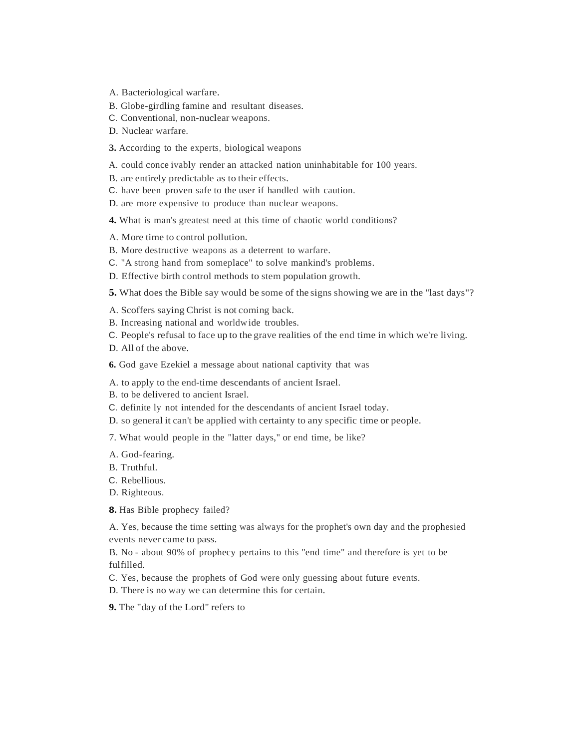A. Bacteriological warfare.  
B. Globe-girdling famine and resultant diseases.  
C. Conventional, non-nuclear weapons.  
D. Nuclear warfare.

**3.** According to the experts, biological weapons

A. could conceivably render an attacked nation uninhabitable for 100 years.  
B. are entirely predictable as to their effects.  
C. have been proven safe to the user if handled with caution.  
D. are more expensive to produce than nuclear weapons.

**4.** What is man's greatest need at this time of chaotic world conditions?

A. More time to control pollution.  
B. More destructive weapons as a deterrent to warfare.  
C. "A strong hand from someplace" to solve mankind's problems.  
D. Effective birth control methods to stem population growth.

**5.** What does the Bible say would be some of the signs showing we are in the "last days"?

A. Scoffers saying Christ is not coming back.  
B. Increasing national and worldwide troubles.  
C. People's refusal to face up to the grave realities of the end time in which we're living.  
D. All of the above.

**6.** God gave Ezekiel a message about national captivity that was

A. to apply to the end-time descendants of ancient Israel.  
B. to be delivered to ancient Israel.  
C. definitely not intended for the descendants of ancient Israel today.  
D. so general it can't be applied with certainty to any specific time or people.

7. What would people in the "latter days," or end time, be like?

A. God-fearing.  
B. Truthful.  
C. Rebellious.  
D. Righteous.

**8.** Has Bible prophecy failed?

A. Yes, because the time setting was always for the prophet's own day and the prophesied events never came to pass.  
B. No - about 90% of prophecy pertains to this "end time" and therefore is yet to be fulfilled.  
C. Yes, because the prophets of God were only guessing about future events.  
D. There is no way we can determine this for certain.

**9.** The "day of the Lord" refers to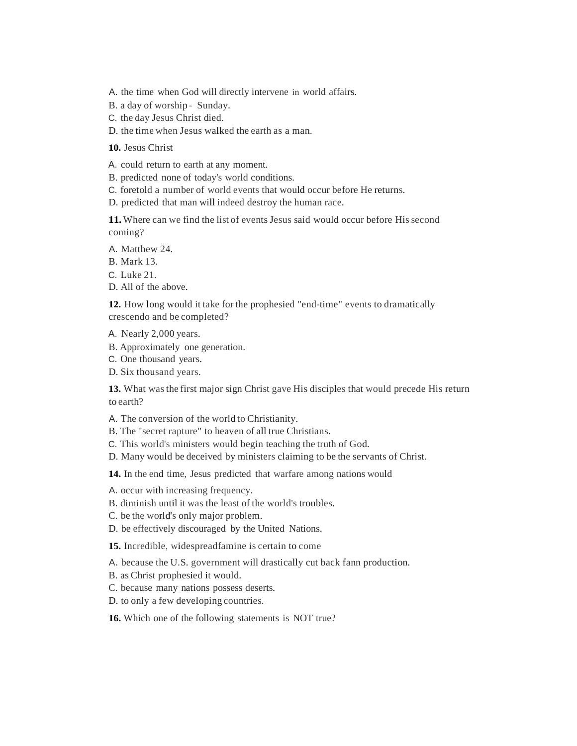A. the time when God will directly intervene in world affairs.
B. a day of worship - Sunday.
C. the day Jesus Christ died.
D. the time when Jesus walked the earth as a man.

**10.** Jesus Christ

A. could return to earth at any moment.
B. predicted none of today's world conditions.
C. foretold a number of world events that would occur before He returns.
D. predicted that man will indeed destroy the human race.

**11.** Where can we find the list of events Jesus said would occur before His second coming?

A. Matthew 24.
B. Mark 13.
C. Luke 21.
D. All of the above.

**12.** How long would it take for the prophesied "end-time" events to dramatically crescendo and be completed?

A. Nearly 2,000 years.
B. Approximately one generation.
C. One thousand years.
D. Six thousand years.

**13.** What was the first major sign Christ gave His disciples that would precede His return to earth?

A. The conversion of the world to Christianity.
B. The "secret rapture" to heaven of all true Christians.
C. This world's ministers would begin teaching the truth of God.
D. Many would be deceived by ministers claiming to be the servants of Christ.

**14.** In the end time, Jesus predicted that warfare among nations would

A. occur with increasing frequency.
B. diminish until it was the least of the world's troubles.
C. be the world's only major problem.
D. be effectively discouraged by the United Nations.

**15.** Incredible, widespreadfamine is certain to come

A. because the U.S. government will drastically cut back fann production.
B. as Christ prophesied it would.
C. because many nations possess deserts.
D. to only a few developing countries.

**16.** Which one of the following statements is NOT true?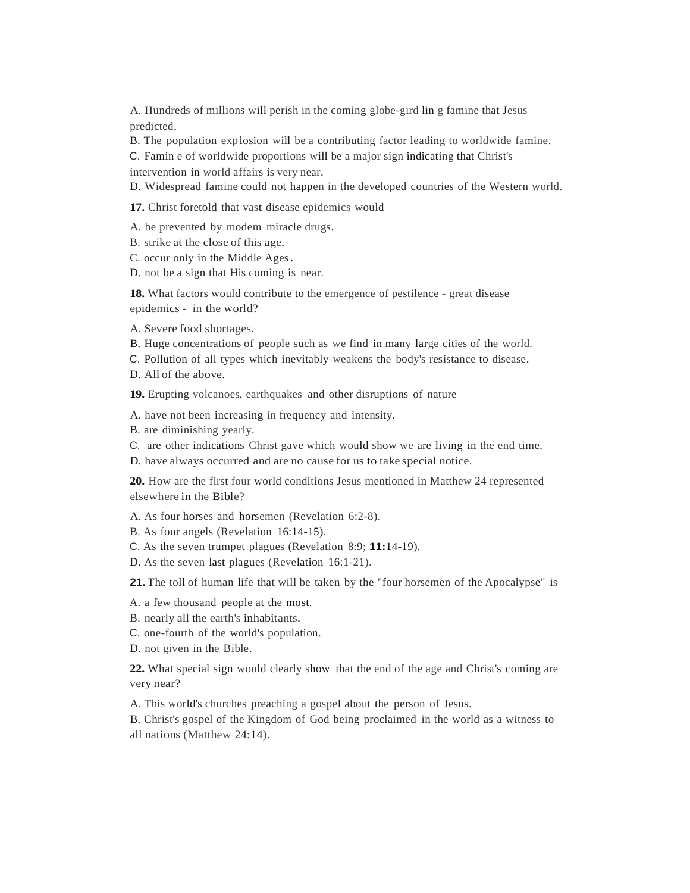A. Hundreds of millions will perish in the coming globe-gird lin g famine that Jesus predicted.
B. The population exp losion will be a contributing factor leading to worldwide famine.
C. Famin e of worldwide proportions will be a major sign indicating that Christ's intervention in world affairs is very near.
D. Widespread famine could not happen in the developed countries of the Western world.

**17.** Christ foretold that vast disease epidemics would

A. be prevented by modem miracle drugs.
B. strike at the close of this age.
C. occur only in the Middle Ages.
D. not be a sign that His coming is near.

**18.** What factors would contribute to the emergence of pestilence - great disease epidemics - in the world?

A. Severe food shortages.
B. Huge concentrations of people such as we find in many large cities of the world.
C. Pollution of all types which inevitably weakens the body's resistance to disease.
D. All of the above.

**19.** Erupting volcanoes, earthquakes and other disruptions of nature

A. have not been increasing in frequency and intensity.
B. are diminishing yearly.
C. are other indications Christ gave which would show we are living in the end time.
D. have always occurred and are no cause for us to take special notice.

**20.** How are the first four world conditions Jesus mentioned in Matthew 24 represented elsewhere in the Bible?

A. As four horses and horsemen (Revelation 6:2-8).
B. As four angels (Revelation 16:14-15).
C. As the seven trumpet plagues (Revelation 8:9; **11:**14-19).
D. As the seven last plagues (Revelation 16:1-21).

**21.** The toll of human life that will be taken by the "four horsemen of the Apocalypse" is

A. a few thousand people at the most.
B. nearly all the earth's inhabitants.
C. one-fourth of the world's population.
D. not given in the Bible.

**22.** What special sign would clearly show that the end of the age and Christ's coming are very near?

A. This world's churches preaching a gospel about the person of Jesus.
B. Christ's gospel of the Kingdom of God being proclaimed in the world as a witness to all nations (Matthew 24:14).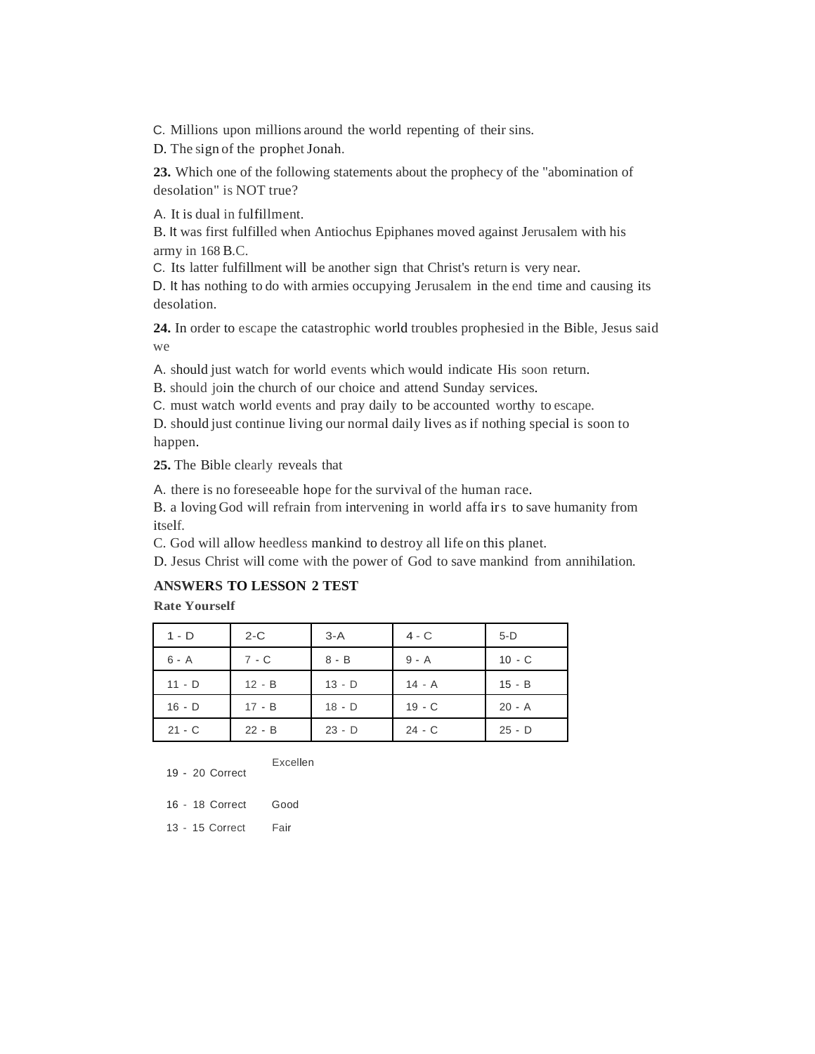C. Millions upon millions around the world repenting of their sins.

D. The sign of the prophet Jonah.

**23.** Which one of the following statements about the prophecy of the "abomination of desolation" is NOT true?

A. It is dual in fulfillment.

B. It was first fulfilled when Antiochus Epiphanes moved against Jerusalem with his army in 168 B.C.

C. Its latter fulfillment will be another sign that Christ's return is very near.

D. It has nothing to do with armies occupying Jerusalem in the end time and causing its desolation.

**24.** In order to escape the catastrophic world troubles prophesied in the Bible, Jesus said we

A. should just watch for world events which would indicate His soon return.

B. should join the church of our choice and attend Sunday services.

C. must watch world events and pray daily to be accounted worthy to escape.

D. should just continue living our normal daily lives as if nothing special is soon to happen.

**25.** The Bible clearly reveals that

A. there is no foreseeable hope for the survival of the human race.

B. a loving God will refrain from intervening in world affa irs to save humanity from itself.

C. God will allow heedless mankind to destroy all life on this planet.

D. Jesus Christ will come with the power of God to save mankind from annihilation.

**ANSWERS TO LESSON 2 TEST**

**Rate Yourself**

| | | | | |
|---|---|---|---|---|
| 1 - D | 2-C | 3-A | 4 - C | 5-D |
| 6 - A | 7 - C | 8 - B | 9 - A | 10 - C |
| 11 - D | 12 - B | 13 - D | 14 - A | 15 - B |
| 16 - D | 17 - B | 18 - D | 19 - C | 20 - A |
| 21 - C | 22 - B | 23 - D | 24 - C | 25 - D |

19 - 20 Correct Excellen

16 - 18 Correct Good

13 - 15 Correct Fair